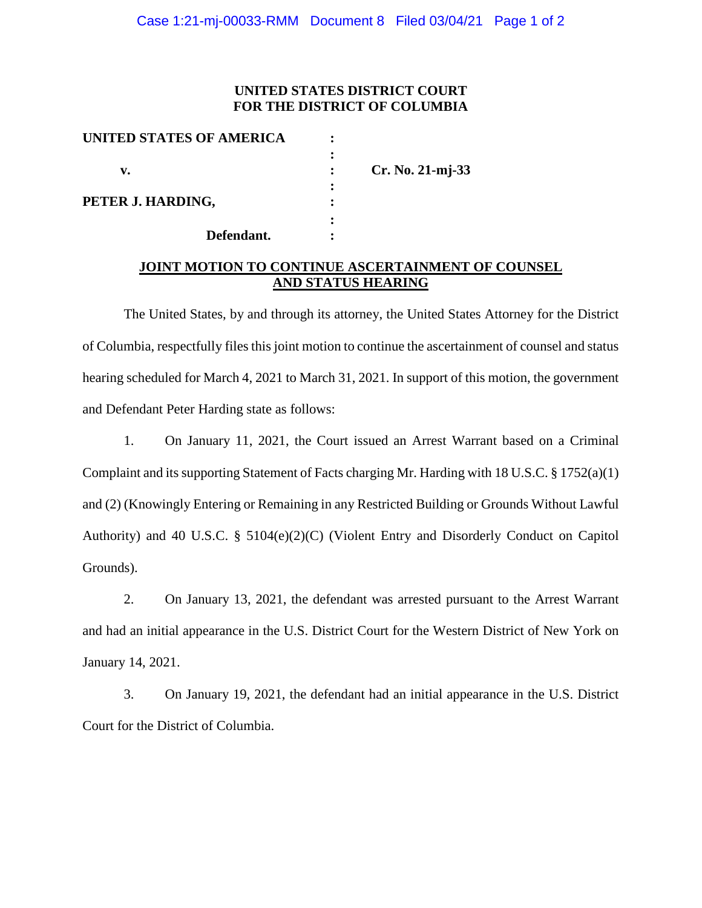**UNITED STATES DISTRICT COURT**
**FOR THE DISTRICT OF COLUMBIA**

| | | |
|---|---|---|
| **UNITED STATES OF AMERICA** | : | |
| | : | |
| **v.** | : | **Cr. No. 21-mj-33** |
| | : | |
| **PETER J. HARDING,** | : | |
| | : | |
| **Defendant.** | : | |

**JOINT MOTION TO CONTINUE ASCERTAINMENT OF COUNSEL AND STATUS HEARING**

The United States, by and through its attorney, the United States Attorney for the District of Columbia, respectfully files this joint motion to continue the ascertainment of counsel and status hearing scheduled for March 4, 2021 to March 31, 2021. In support of this motion, the government and Defendant Peter Harding state as follows:

1. On January 11, 2021, the Court issued an Arrest Warrant based on a Criminal Complaint and its supporting Statement of Facts charging Mr. Harding with 18 U.S.C. § 1752(a)(1) and (2) (Knowingly Entering or Remaining in any Restricted Building or Grounds Without Lawful Authority) and 40 U.S.C. § 5104(e)(2)(C) (Violent Entry and Disorderly Conduct on Capitol Grounds).

2. On January 13, 2021, the defendant was arrested pursuant to the Arrest Warrant and had an initial appearance in the U.S. District Court for the Western District of New York on January 14, 2021.

3. On January 19, 2021, the defendant had an initial appearance in the U.S. District Court for the District of Columbia.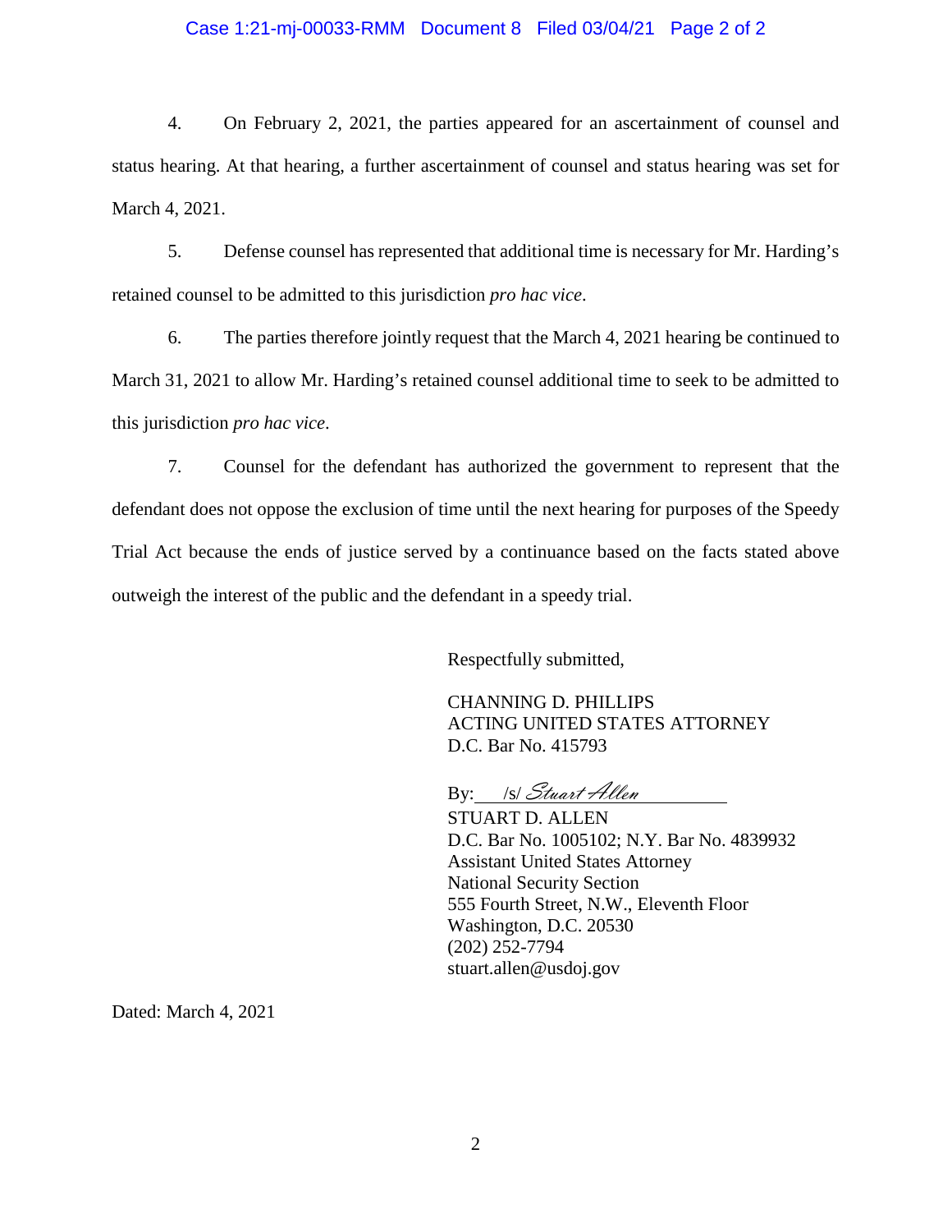4. On February 2, 2021, the parties appeared for an ascertainment of counsel and status hearing. At that hearing, a further ascertainment of counsel and status hearing was set for March 4, 2021.

5. Defense counsel has represented that additional time is necessary for Mr. Harding's retained counsel to be admitted to this jurisdiction *pro hac vice*.

6. The parties therefore jointly request that the March 4, 2021 hearing be continued to March 31, 2021 to allow Mr. Harding's retained counsel additional time to seek to be admitted to this jurisdiction *pro hac vice*.

7. Counsel for the defendant has authorized the government to represent that the defendant does not oppose the exclusion of time until the next hearing for purposes of the Speedy Trial Act because the ends of justice served by a continuance based on the facts stated above outweigh the interest of the public and the defendant in a speedy trial.

Respectfully submitted,

CHANNING D. PHILLIPS
ACTING UNITED STATES ATTORNEY
D.C. Bar No. 415793

By: /s/ *Stuart Allen*
STUART D. ALLEN
D.C. Bar No. 1005102; N.Y. Bar No. 4839932
Assistant United States Attorney
National Security Section
555 Fourth Street, N.W., Eleventh Floor
Washington, D.C. 20530
(202) 252-7794
stuart.allen@usdoj.gov

Dated: March 4, 2021